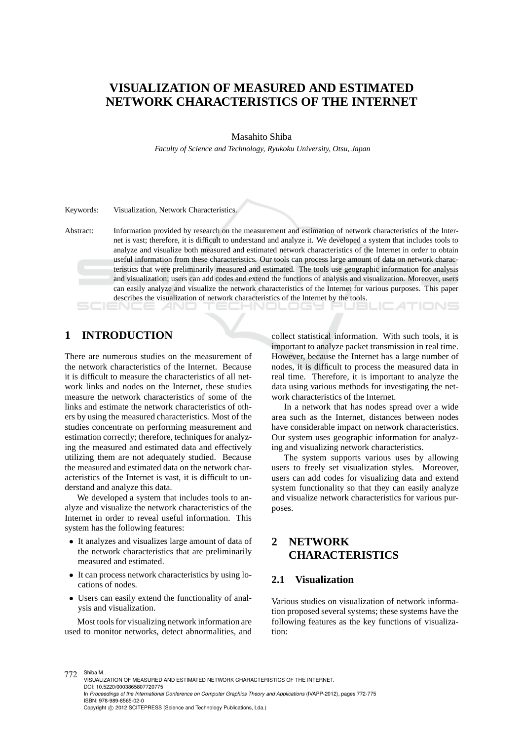# VISUALIZATION OF MEASURED AND ESTIMATED NETWORK CHARACTERISTICS OF THE INTERNET

Masahito Shiba

*Faculty of Science and Technology, Ryukoku University, Otsu, Japan*

Keywords: Visualization, Network Characteristics.

Abstract: Information provided by research on the measurement and estimation of network characteristics of the Internet is vast; therefore, it is difficult to understand and analyze it. We developed a system that includes tools to analyze and visualize both measured and estimated network characteristics of the Internet in order to obtain useful information from these characteristics. Our tools can process large amount of data on network characteristics that were preliminarily measured and estimated. The tools use geographic information for analysis and visualization; users can add codes and extend the functions of analysis and visualization. Moreover, users can easily analyze and visualize the network characteristics of the Internet for various purposes. This paper describes the visualization of network characteristics of the Internet by the tools.

## 1 INTRODUCTION

There are numerous studies on the measurement of the network characteristics of the Internet. Because it is difficult to measure the characteristics of all network links and nodes on the Internet, these studies measure the network characteristics of some of the links and estimate the network characteristics of others by using the measured characteristics. Most of the studies concentrate on performing measurement and estimation correctly; therefore, techniques for analyzing the measured and estimated data and effectively utilizing them are not adequately studied. Because the measured and estimated data on the network characteristics of the Internet is vast, it is difficult to understand and analyze this data.

We developed a system that includes tools to analyze and visualize the network characteristics of the Internet in order to reveal useful information. This system has the following features:

- It analyzes and visualizes large amount of data of the network characteristics that are preliminarily measured and estimated.
- It can process network characteristics by using locations of nodes.
- Users can easily extend the functionality of analysis and visualization.

Most tools for visualizing network information are used to monitor networks, detect abnormalities, and collect statistical information. With such tools, it is important to analyze packet transmission in real time. However, because the Internet has a large number of nodes, it is difficult to process the measured data in real time. Therefore, it is important to analyze the data using various methods for investigating the network characteristics of the Internet.

In a network that has nodes spread over a wide area such as the Internet, distances between nodes have considerable impact on network characteristics. Our system uses geographic information for analyzing and visualizing network characteristics.

The system supports various uses by allowing users to freely set visualization styles. Moreover, users can add codes for visualizing data and extend system functionality so that they can easily analyze and visualize network characteristics for various purposes.

## 2 NETWORK CHARACTERISTICS

### 2.1 Visualization

Various studies on visualization of network information proposed several systems; these systems have the following features as the key functions of visualization: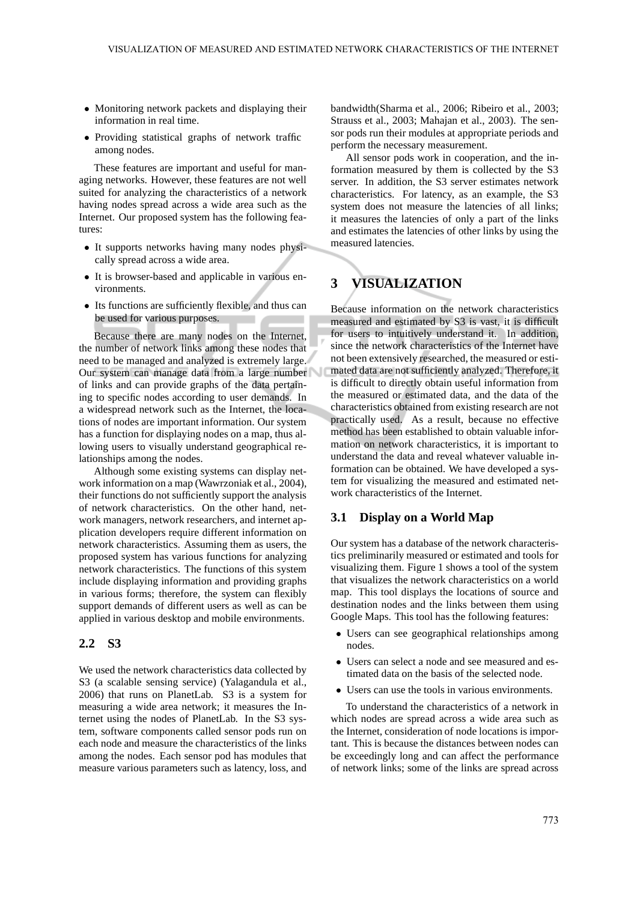- Monitoring network packets and displaying their information in real time.
- Providing statistical graphs of network traffic among nodes.

These features are important and useful for managing networks. However, these features are not well suited for analyzing the characteristics of a network having nodes spread across a wide area such as the Internet. Our proposed system has the following features:

- It supports networks having many nodes physically spread across a wide area.
- It is browser-based and applicable in various environments.
- Its functions are sufficiently flexible, and thus can be used for various purposes.

Because there are many nodes on the Internet, the number of network links among these nodes that need to be managed and analyzed is extremely large. Our system can manage data from a large number of links and can provide graphs of the data pertaining to specific nodes according to user demands. In a widespread network such as the Internet, the locations of nodes are important information. Our system has a function for displaying nodes on a map, thus allowing users to visually understand geographical relationships among the nodes.

Although some existing systems can display network information on a map (Wawrzoniak et al., 2004), their functions do not sufficiently support the analysis of network characteristics. On the other hand, network managers, network researchers, and internet application developers require different information on network characteristics. Assuming them as users, the proposed system has various functions for analyzing network characteristics. The functions of this system include displaying information and providing graphs in various forms; therefore, the system can flexibly support demands of different users as well as can be applied in various desktop and mobile environments.

## 2.2 S3

We used the network characteristics data collected by S3 (a scalable sensing service) (Yalagandula et al., 2006) that runs on PlanetLab. S3 is a system for measuring a wide area network; it measures the Internet using the nodes of PlanetLab. In the S3 system, software components called sensor pods run on each node and measure the characteristics of the links among the nodes. Each sensor pod has modules that measure various parameters such as latency, loss, and bandwidth(Sharma et al., 2006; Ribeiro et al., 2003; Strauss et al., 2003; Mahajan et al., 2003). The sensor pods run their modules at appropriate periods and perform the necessary measurement.

All sensor pods work in cooperation, and the information measured by them is collected by the S3 server. In addition, the S3 server estimates network characteristics. For latency, as an example, the S3 system does not measure the latencies of all links; it measures the latencies of only a part of the links and estimates the latencies of other links by using the measured latencies.

# 3 VISUALIZATION

Because information on the network characteristics measured and estimated by S3 is vast, it is difficult for users to intuitively understand it. In addition, since the network characteristics of the Internet have not been extensively researched, the measured or estimated data are not sufficiently analyzed. Therefore, it is difficult to directly obtain useful information from the measured or estimated data, and the data of the characteristics obtained from existing research are not practically used. As a result, because no effective method has been established to obtain valuable information on network characteristics, it is important to understand the data and reveal whatever valuable information can be obtained. We have developed a system for visualizing the measured and estimated network characteristics of the Internet.

## 3.1 Display on a World Map

Our system has a database of the network characteristics preliminarily measured or estimated and tools for visualizing them. Figure 1 shows a tool of the system that visualizes the network characteristics on a world map. This tool displays the locations of source and destination nodes and the links between them using Google Maps. This tool has the following features:

- Users can see geographical relationships among nodes.
- Users can select a node and see measured and estimated data on the basis of the selected node.
- Users can use the tools in various environments.

To understand the characteristics of a network in which nodes are spread across a wide area such as the Internet, consideration of node locations is important. This is because the distances between nodes can be exceedingly long and can affect the performance of network links; some of the links are spread across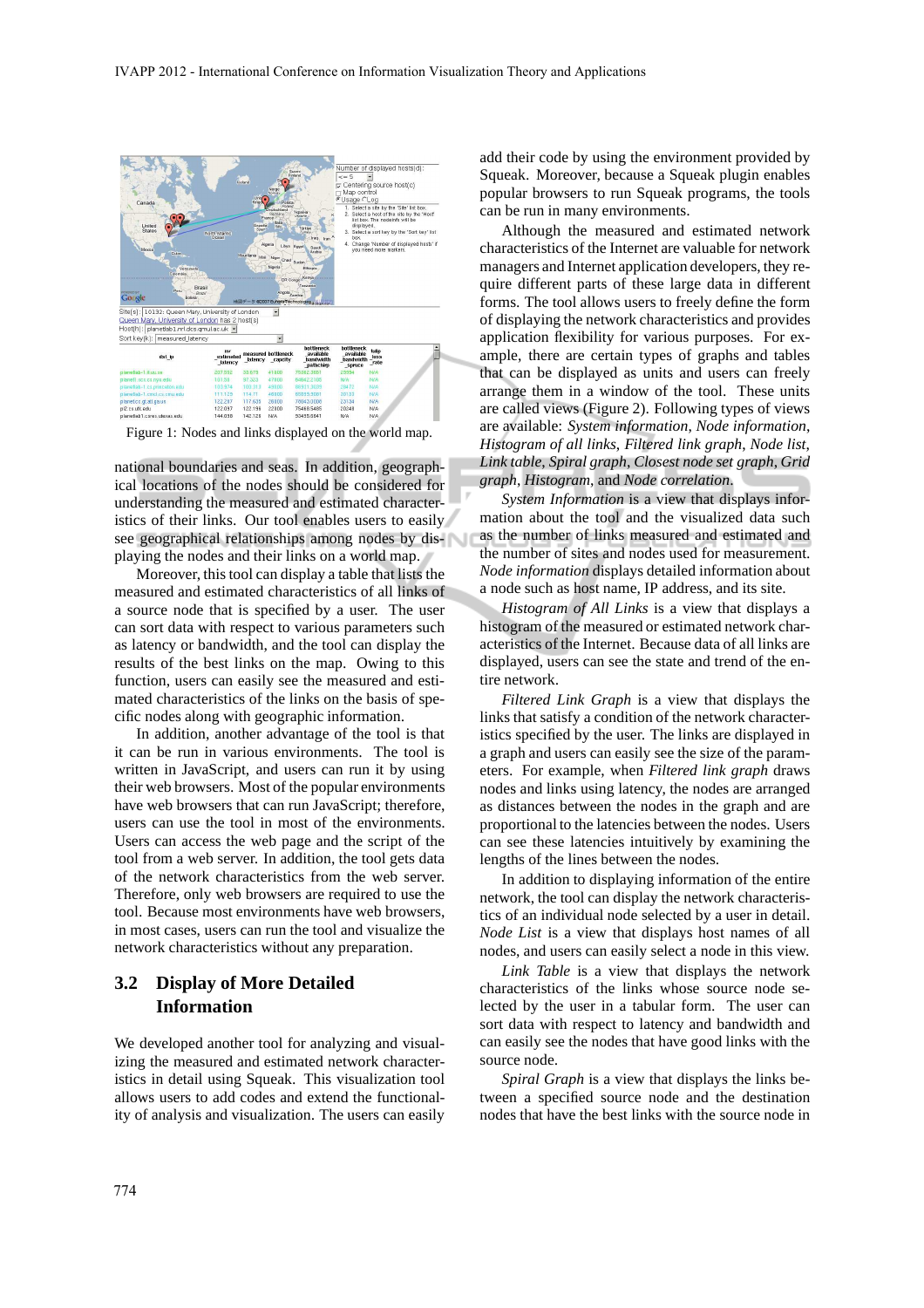Figure 1: Nodes and links displayed on the world map.

national boundaries and seas. In addition, geographical locations of the nodes should be considered for understanding the measured and estimated characteristics of their links. Our tool enables users to easily see geographical relationships among nodes by displaying the nodes and their links on a world map.

Moreover, this tool can display a table that lists the measured and estimated characteristics of all links of a source node that is specified by a user. The user can sort data with respect to various parameters such as latency or bandwidth, and the tool can display the results of the best links on the map. Owing to this function, users can easily see the measured and estimated characteristics of the links on the basis of specific nodes along with geographic information.

In addition, another advantage of the tool is that it can be run in various environments. The tool is written in JavaScript, and users can run it by using their web browsers. Most of the popular environments have web browsers that can run JavaScript; therefore, users can use the tool in most of the environments. Users can access the web page and the script of the tool from a web server. In addition, the tool gets data of the network characteristics from the web server. Therefore, only web browsers are required to use the tool. Because most environments have web browsers, in most cases, users can run the tool and visualize the network characteristics without any preparation.

## 3.2 Display of More Detailed Information

We developed another tool for analyzing and visualizing the measured and estimated network characteristics in detail using Squeak. This visualization tool allows users to add codes and extend the functionality of analysis and visualization. The users can easily add their code by using the environment provided by Squeak. Moreover, because a Squeak plugin enables popular browsers to run Squeak programs, the tools can be run in many environments.

Although the measured and estimated network characteristics of the Internet are valuable for network managers and Internet application developers, they require different parts of these large data in different forms. The tool allows users to freely define the form of displaying the network characteristics and provides application flexibility for various purposes. For example, there are certain types of graphs and tables that can be displayed as units and users can freely arrange them in a window of the tool. These units are called views (Figure 2). Following types of views are available: *System information*, *Node information*, *Histogram of all links*, *Filtered link graph*, *Node list*, *Link table*, *Spiral graph*, *Closest node set graph*, *Grid graph*, *Histogram*, and *Node correlation*.

*System Information* is a view that displays information about the tool and the visualized data such as the number of links measured and estimated and the number of sites and nodes used for measurement. *Node information* displays detailed information about a node such as host name, IP address, and its site.

*Histogram of All Links* is a view that displays a histogram of the measured or estimated network characteristics of the Internet. Because data of all links are displayed, users can see the state and trend of the entire network.

*Filtered Link Graph* is a view that displays the links that satisfy a condition of the network characteristics specified by the user. The links are displayed in a graph and users can easily see the size of the parameters. For example, when *Filtered link graph* draws nodes and links using latency, the nodes are arranged as distances between the nodes in the graph and are proportional to the latencies between the nodes. Users can see these latencies intuitively by examining the lengths of the lines between the nodes.

In addition to displaying information of the entire network, the tool can display the network characteristics of an individual node selected by a user in detail. *Node List* is a view that displays host names of all nodes, and users can easily select a node in this view.

*Link Table* is a view that displays the network characteristics of the links whose source node selected by the user in a tabular form. The user can sort data with respect to latency and bandwidth and can easily see the nodes that have good links with the source node.

*Spiral Graph* is a view that displays the links between a specified source node and the destination nodes that have the best links with the source node in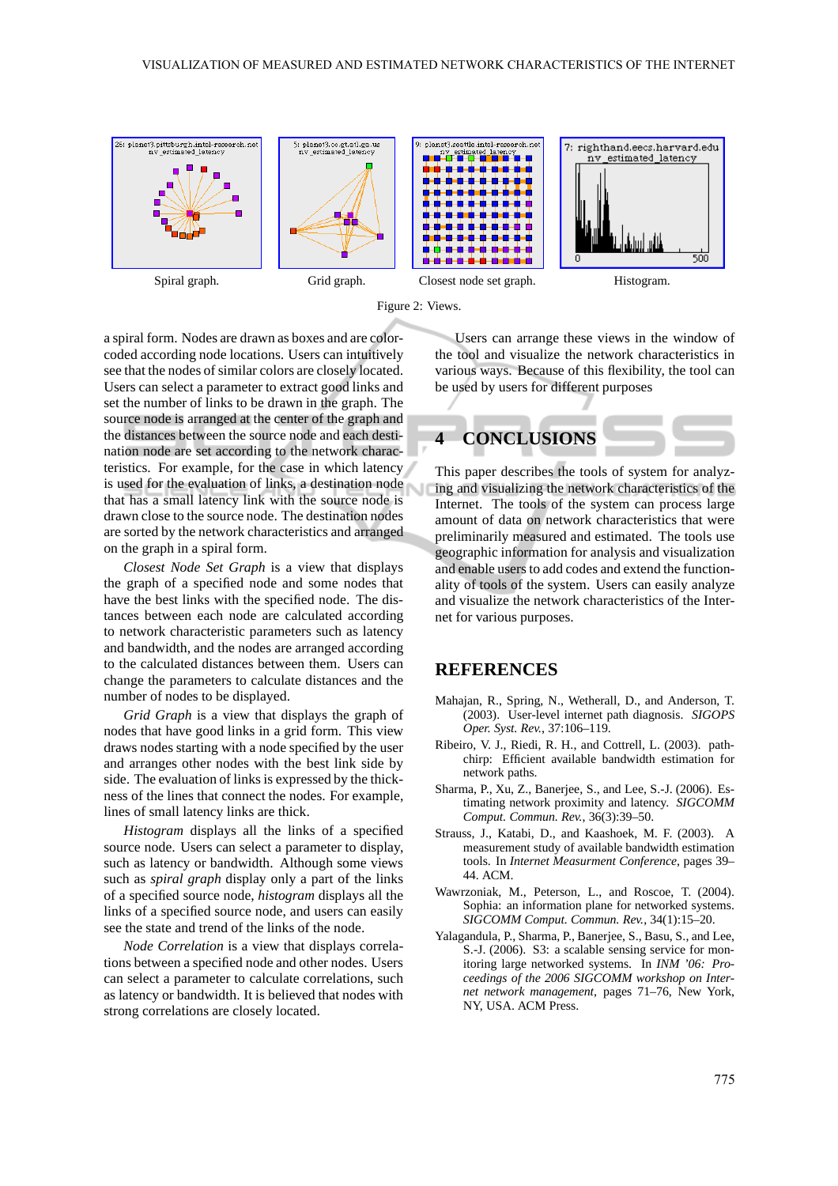26: planet3.pittsburgh.intel-research.net
nv_estimated_latency

Spiral graph.

5: planet3.cc.gt.atl.ga.us
nv_estimated_latency

Grid graph.

9: planet3.seattle.intel-research.net
nv_estimated_latency

Closest node set graph.

7: righthand.eecs.harvard.edu
nv_estimated_latency
0
500

Histogram.

Figure 2: Views.

a spiral form. Nodes are drawn as boxes and are color-coded according node locations. Users can intuitively see that the nodes of similar colors are closely located. Users can select a parameter to extract good links and set the number of links to be drawn in the graph. The source node is arranged at the center of the graph and the distances between the source node and each destination node are set according to the network characteristics. For example, for the case in which latency is used for the evaluation of links, a destination node that has a small latency link with the source node is drawn close to the source node. The destination nodes are sorted by the network characteristics and arranged on the graph in a spiral form.

*Closest Node Set Graph* is a view that displays the graph of a specified node and some nodes that have the best links with the specified node. The distances between each node are calculated according to network characteristic parameters such as latency and bandwidth, and the nodes are arranged according to the calculated distances between them. Users can change the parameters to calculate distances and the number of nodes to be displayed.

*Grid Graph* is a view that displays the graph of nodes that have good links in a grid form. This view draws nodes starting with a node specified by the user and arranges other nodes with the best link side by side. The evaluation of links is expressed by the thickness of the lines that connect the nodes. For example, lines of small latency links are thick.

*Histogram* displays all the links of a specified source node. Users can select a parameter to display, such as latency or bandwidth. Although some views such as *spiral graph* display only a part of the links of a specified source node, *histogram* displays all the links of a specified source node, and users can easily see the state and trend of the links of the node.

*Node Correlation* is a view that displays correlations between a specified node and other nodes. Users can select a parameter to calculate correlations, such as latency or bandwidth. It is believed that nodes with strong correlations are closely located.

Users can arrange these views in the window of the tool and visualize the network characteristics in various ways. Because of this flexibility, the tool can be used by users for different purposes

## 4 CONCLUSIONS

This paper describes the tools of system for analyzing and visualizing the network characteristics of the Internet. The tools of the system can process large amount of data on network characteristics that were preliminarily measured and estimated. The tools use geographic information for analysis and visualization and enable users to add codes and extend the functionality of tools of the system. Users can easily analyze and visualize the network characteristics of the Internet for various purposes.

## REFERENCES

Mahajan, R., Spring, N., Wetherall, D., and Anderson, T. (2003). User-level internet path diagnosis. *SIGOPS Oper. Syst. Rev.*, 37:106–119.

Ribeiro, V. J., Riedi, R. H., and Cottrell, L. (2003). pathchirp: Efficient available bandwidth estimation for network paths.

Sharma, P., Xu, Z., Banerjee, S., and Lee, S.-J. (2006). Estimating network proximity and latency. *SIGCOMM Comput. Commun. Rev.*, 36(3):39–50.

Strauss, J., Katabi, D., and Kaashoek, M. F. (2003). A measurement study of available bandwidth estimation tools. In *Internet Measurment Conference*, pages 39–44. ACM.

Wawrzoniak, M., Peterson, L., and Roscoe, T. (2004). Sophia: an information plane for networked systems. *SIGCOMM Comput. Commun. Rev.*, 34(1):15–20.

Yalagandula, P., Sharma, P., Banerjee, S., Basu, S., and Lee, S.-J. (2006). S3: a scalable sensing service for monitoring large networked systems. In *INM '06: Proceedings of the 2006 SIGCOMM workshop on Internet network management*, pages 71–76, New York, NY, USA. ACM Press.